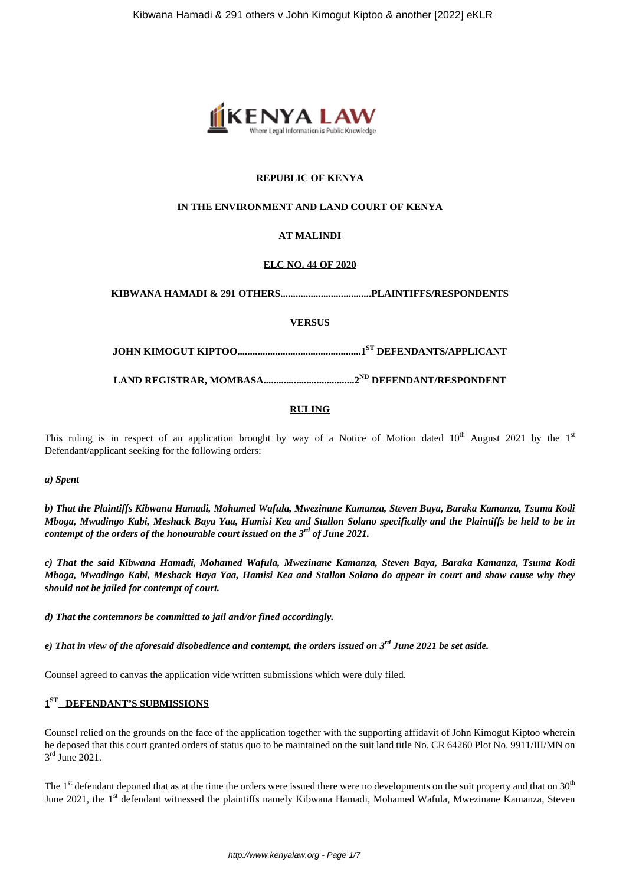**REPUBLIC OF KENYA**

**IN THE ENVIRONMENT AND LAND COURT OF KENYA**

**AT MALINDI**

**ELC NO. 44 OF 2020**

**KIBWANA HAMADI & 291 OTHERS....................................PLAINTIFFS/RESPONDENTS**

**VERSUS**

**JOHN KIMOGUT KIPTOO................................................1ST DEFENDANTS/APPLICANT**

**LAND REGISTRAR, MOMBASA....................................2ND DEFENDANT/RESPONDENT**

**RULING**

This ruling is in respect of an application brought by way of a Notice of Motion dated 10th August 2021 by the 1st Defendant/applicant seeking for the following orders:

***a) Spent***

***b) That the Plaintiffs Kibwana Hamadi, Mohamed Wafula, Mwezinane Kamanza, Steven Baya, Baraka Kamanza, Tsuma Kodi Mboga, Mwadingo Kabi, Meshack Baya Yaa, Hamisi Kea and Stallon Solano specifically and the Plaintiffs be held to be in contempt of the orders of the honourable court issued on the 3rd of June 2021.***

***c) That the said Kibwana Hamadi, Mohamed Wafula, Mwezinane Kamanza, Steven Baya, Baraka Kamanza, Tsuma Kodi Mboga, Mwadingo Kabi, Meshack Baya Yaa, Hamisi Kea and Stallon Solano do appear in court and show cause why they should not be jailed for contempt of court.***

***d) That the contemnors be committed to jail and/or fined accordingly.***

***e) That in view of the aforesaid disobedience and contempt, the orders issued on 3rd June 2021 be set aside.***

Counsel agreed to canvas the application vide written submissions which were duly filed.

**1ST DEFENDANT'S SUBMISSIONS**

Counsel relied on the grounds on the face of the application together with the supporting affidavit of John Kimogut Kiptoo wherein he deposed that this court granted orders of status quo to be maintained on the suit land title No. CR 64260 Plot No. 9911/III/MN on 3rd June 2021.

The 1st defendant deponed that as at the time the orders were issued there were no developments on the suit property and that on 30th June 2021, the 1st defendant witnessed the plaintiffs namely Kibwana Hamadi, Mohamed Wafula, Mwezinane Kamanza, Steven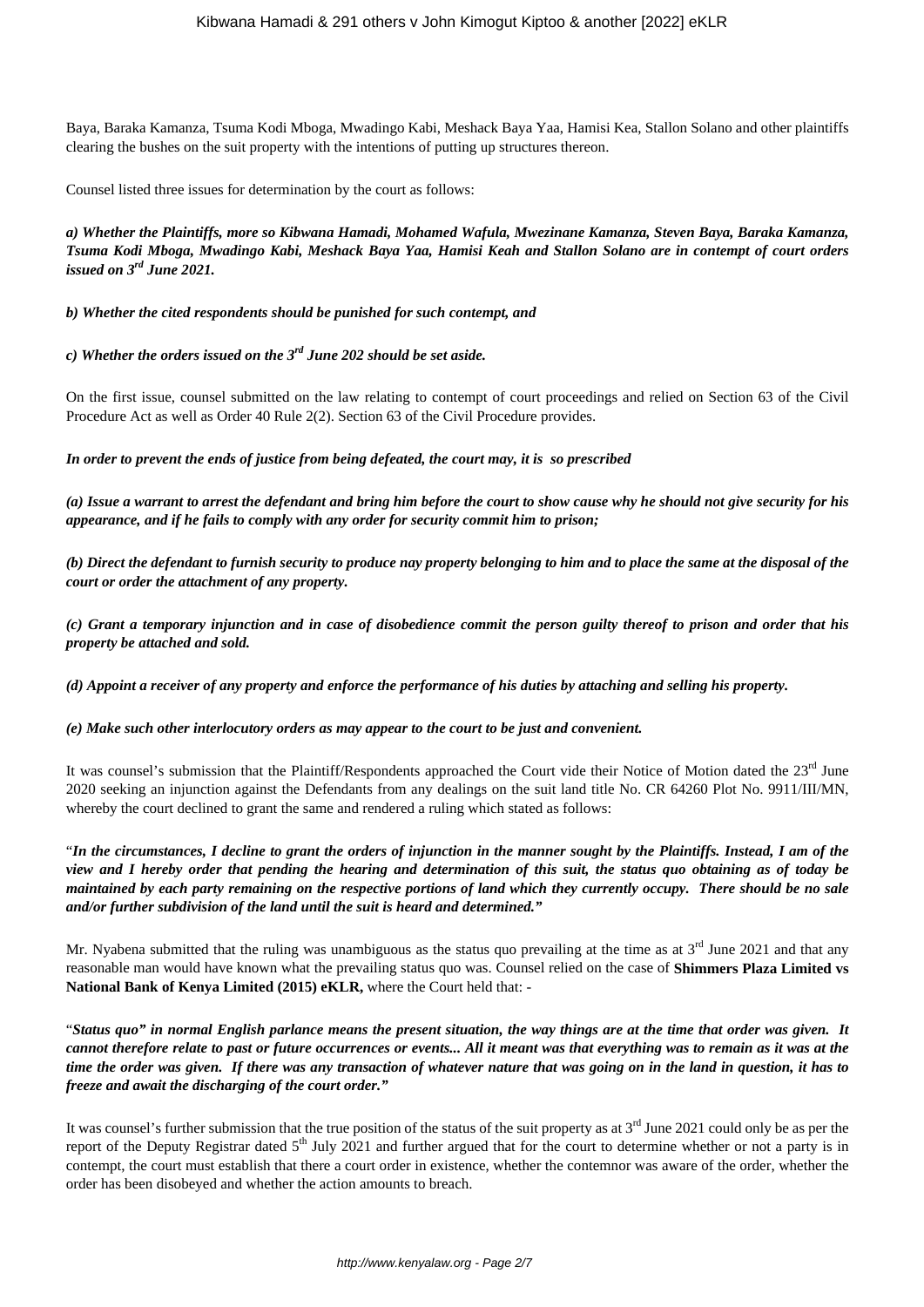Baya, Baraka Kamanza, Tsuma Kodi Mboga, Mwadingo Kabi, Meshack Baya Yaa, Hamisi Kea, Stallon Solano and other plaintiffs clearing the bushes on the suit property with the intentions of putting up structures thereon.

Counsel listed three issues for determination by the court as follows:

***a) Whether the Plaintiffs, more so Kibwana Hamadi, Mohamed Wafula, Mwezinane Kamanza, Steven Baya, Baraka Kamanza, Tsuma Kodi Mboga, Mwadingo Kabi, Meshack Baya Yaa, Hamisi Keah and Stallon Solano are in contempt of court orders issued on 3rd June 2021.***

***b) Whether the cited respondents should be punished for such contempt, and***

***c) Whether the orders issued on the 3rd June 202 should be set aside.***

On the first issue, counsel submitted on the law relating to contempt of court proceedings and relied on Section 63 of the Civil Procedure Act as well as Order 40 Rule 2(2). Section 63 of the Civil Procedure provides.

***In order to prevent the ends of justice from being defeated, the court may, it is so prescribed***

***(a) Issue a warrant to arrest the defendant and bring him before the court to show cause why he should not give security for his appearance, and if he fails to comply with any order for security commit him to prison;***

***(b) Direct the defendant to furnish security to produce nay property belonging to him and to place the same at the disposal of the court or order the attachment of any property.***

***(c) Grant a temporary injunction and in case of disobedience commit the person guilty thereof to prison and order that his property be attached and sold.***

***(d) Appoint a receiver of any property and enforce the performance of his duties by attaching and selling his property.***

***(e) Make such other interlocutory orders as may appear to the court to be just and convenient.***

It was counsel's submission that the Plaintiff/Respondents approached the Court vide their Notice of Motion dated the 23rd June 2020 seeking an injunction against the Defendants from any dealings on the suit land title No. CR 64260 Plot No. 9911/III/MN, whereby the court declined to grant the same and rendered a ruling which stated as follows:

"***In the circumstances, I decline to grant the orders of injunction in the manner sought by the Plaintiffs. Instead, I am of the view and I hereby order that pending the hearing and determination of this suit, the status quo obtaining as of today be maintained by each party remaining on the respective portions of land which they currently occupy. There should be no sale and/or further subdivision of the land until the suit is heard and determined."***

Mr. Nyabena submitted that the ruling was unambiguous as the status quo prevailing at the time as at 3rd June 2021 and that any reasonable man would have known what the prevailing status quo was. Counsel relied on the case of **Shimmers Plaza Limited vs National Bank of Kenya Limited (2015) eKLR,** where the Court held that: -

"***Status quo" in normal English parlance means the present situation, the way things are at the time that order was given. It cannot therefore relate to past or future occurrences or events... All it meant was that everything was to remain as it was at the time the order was given. If there was any transaction of whatever nature that was going on in the land in question, it has to freeze and await the discharging of the court order."***

It was counsel's further submission that the true position of the status of the suit property as at 3rd June 2021 could only be as per the report of the Deputy Registrar dated 5th July 2021 and further argued that for the court to determine whether or not a party is in contempt, the court must establish that there a court order in existence, whether the contemnor was aware of the order, whether the order has been disobeyed and whether the action amounts to breach.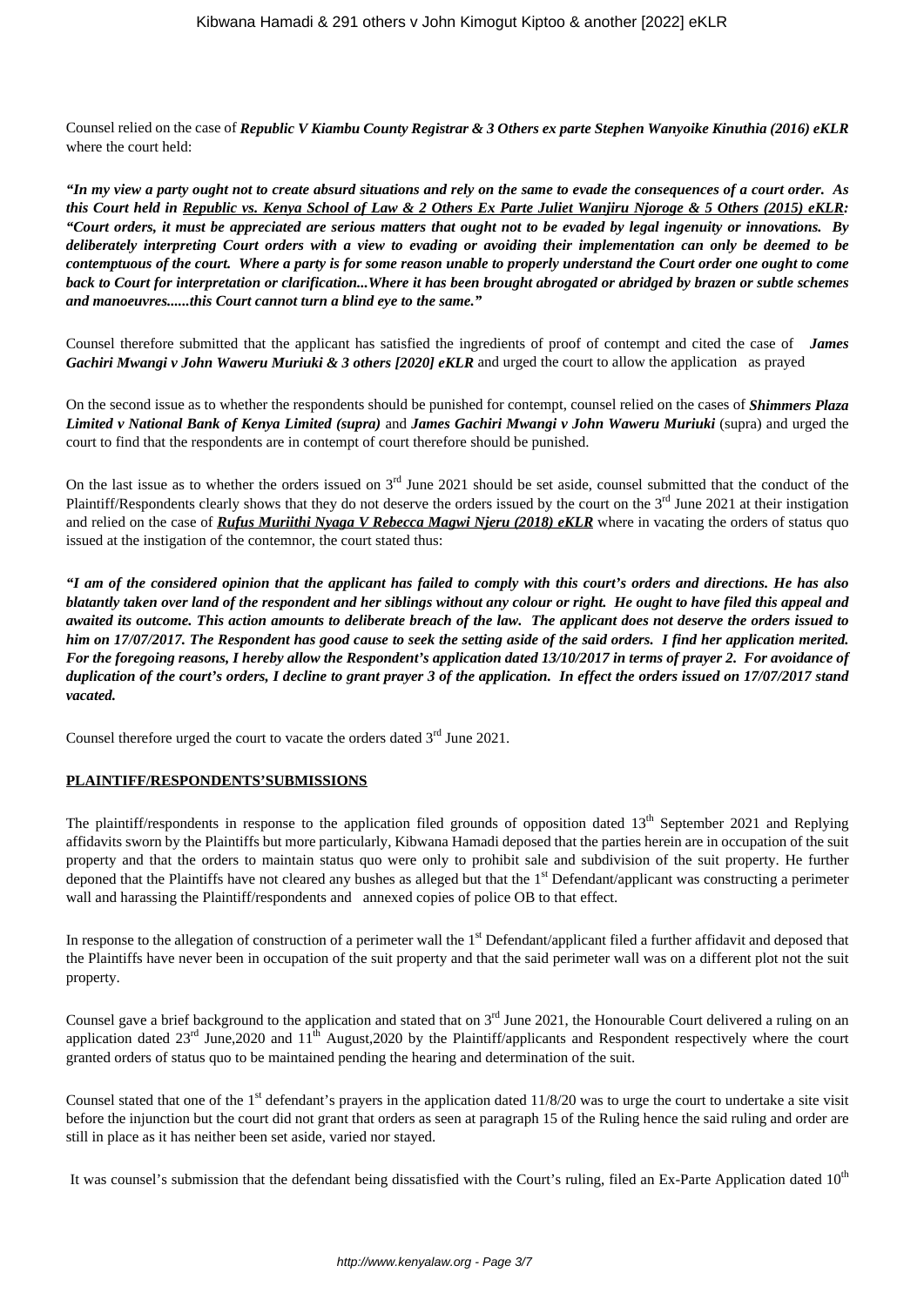Counsel relied on the case of ***Republic V Kiambu County Registrar & 3 Others ex parte Stephen Wanyoike Kinuthia (2016) eKLR*** where the court held:

***"In my view a party ought not to create absurd situations and rely on the same to evade the consequences of a court order. As this Court held in <u>Republic vs. Kenya School of Law & 2 Others Ex Parte Juliet Wanjiru Njoroge & 5 Others (2015) eKLR</u>: "Court orders, it must be appreciated are serious matters that ought not to be evaded by legal ingenuity or innovations. By deliberately interpreting Court orders with a view to evading or avoiding their implementation can only be deemed to be contemptuous of the court. Where a party is for some reason unable to properly understand the Court order one ought to come back to Court for interpretation or clarification...Where it has been brought abrogated or abridged by brazen or subtle schemes and manoeuvres......this Court cannot turn a blind eye to the same."***

Counsel therefore submitted that the applicant has satisfied the ingredients of proof of contempt and cited the case of ***James Gachiri Mwangi v John Waweru Muriuki & 3 others [2020] eKLR*** and urged the court to allow the application as prayed

On the second issue as to whether the respondents should be punished for contempt, counsel relied on the cases of ***Shimmers Plaza Limited v National Bank of Kenya Limited (supra)*** and ***James Gachiri Mwangi v John Waweru Muriuki*** (supra) and urged the court to find that the respondents are in contempt of court therefore should be punished.

On the last issue as to whether the orders issued on 3rd June 2021 should be set aside, counsel submitted that the conduct of the Plaintiff/Respondents clearly shows that they do not deserve the orders issued by the court on the 3rd June 2021 at their instigation and relied on the case of ***<u>Rufus Muriithi Nyaga V Rebecca Magwi Njeru (2018) eKLR</u>*** where in vacating the orders of status quo issued at the instigation of the contemnor, the court stated thus:

***"I am of the considered opinion that the applicant has failed to comply with this court's orders and directions. He has also blatantly taken over land of the respondent and her siblings without any colour or right. He ought to have filed this appeal and awaited its outcome. This action amounts to deliberate breach of the law. The applicant does not deserve the orders issued to him on 17/07/2017. The Respondent has good cause to seek the setting aside of the said orders. I find her application merited. For the foregoing reasons, I hereby allow the Respondent's application dated 13/10/2017 in terms of prayer 2. For avoidance of duplication of the court's orders, I decline to grant prayer 3 of the application. In effect the orders issued on 17/07/2017 stand vacated.***

Counsel therefore urged the court to vacate the orders dated 3rd June 2021.

**<u>PLAINTIFF/RESPONDENTS'SUBMISSIONS</u>**

The plaintiff/respondents in response to the application filed grounds of opposition dated 13th September 2021 and Replying affidavits sworn by the Plaintiffs but more particularly, Kibwana Hamadi deposed that the parties herein are in occupation of the suit property and that the orders to maintain status quo were only to prohibit sale and subdivision of the suit property. He further deponed that the Plaintiffs have not cleared any bushes as alleged but that the 1st Defendant/applicant was constructing a perimeter wall and harassing the Plaintiff/respondents and annexed copies of police OB to that effect.

In response to the allegation of construction of a perimeter wall the 1st Defendant/applicant filed a further affidavit and deposed that the Plaintiffs have never been in occupation of the suit property and that the said perimeter wall was on a different plot not the suit property.

Counsel gave a brief background to the application and stated that on 3rd June 2021, the Honourable Court delivered a ruling on an application dated 23rd June,2020 and 11th August,2020 by the Plaintiff/applicants and Respondent respectively where the court granted orders of status quo to be maintained pending the hearing and determination of the suit.

Counsel stated that one of the 1st defendant's prayers in the application dated 11/8/20 was to urge the court to undertake a site visit before the injunction but the court did not grant that orders as seen at paragraph 15 of the Ruling hence the said ruling and order are still in place as it has neither been set aside, varied nor stayed.

It was counsel's submission that the defendant being dissatisfied with the Court's ruling, filed an Ex-Parte Application dated 10th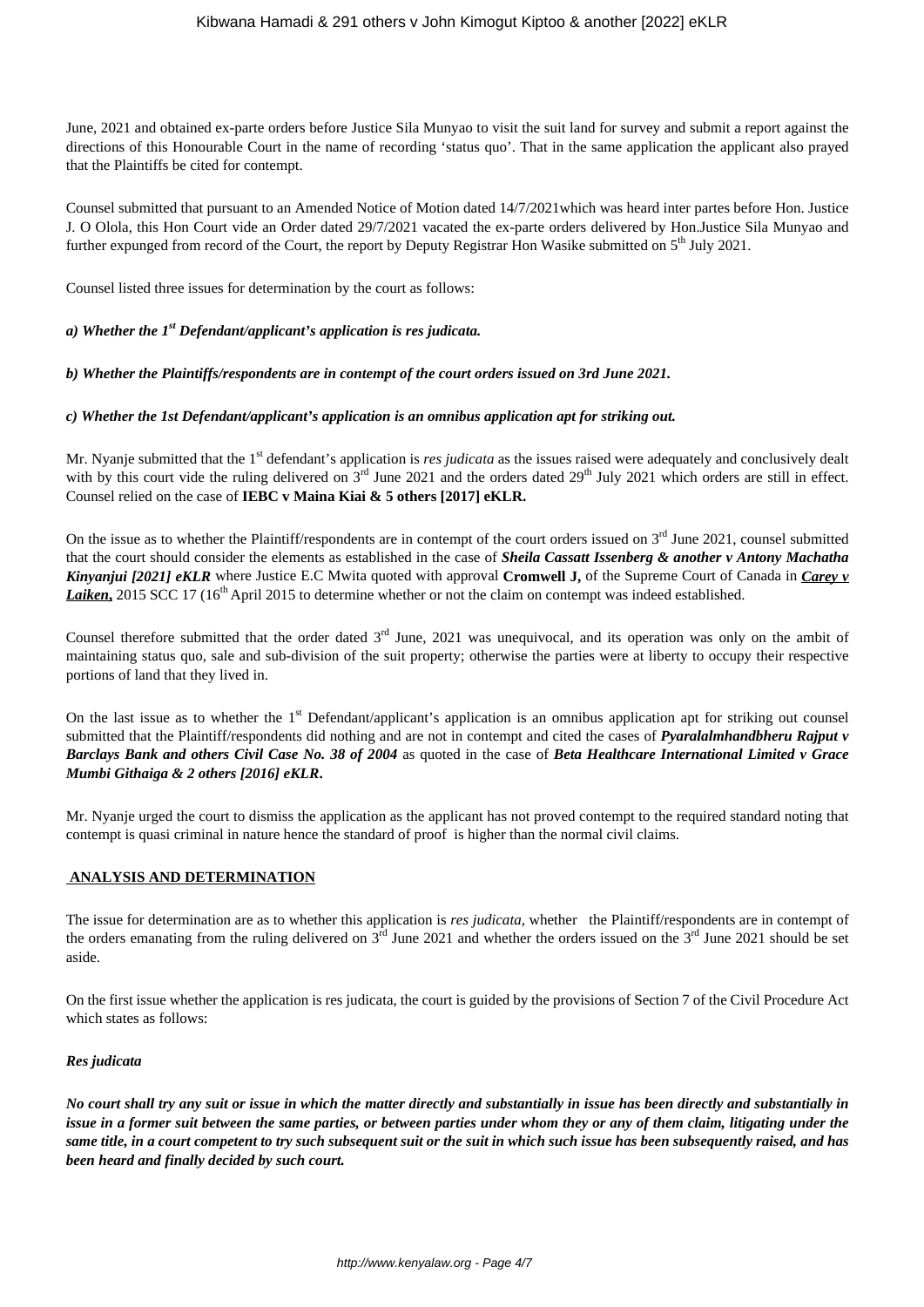June, 2021 and obtained ex-parte orders before Justice Sila Munyao to visit the suit land for survey and submit a report against the directions of this Honourable Court in the name of recording 'status quo'. That in the same application the applicant also prayed that the Plaintiffs be cited for contempt.

Counsel submitted that pursuant to an Amended Notice of Motion dated 14/7/2021which was heard inter partes before Hon. Justice J. O Ololo, this Hon Court vide an Order dated 29/7/2021 vacated the ex-parte orders delivered by Hon.Justice Sila Munyao and further expunged from record of the Court, the report by Deputy Registrar Hon Wasike submitted on 5th July 2021.

Counsel listed three issues for determination by the court as follows:

***a) Whether the 1st Defendant/applicant's application is res judicata.***

***b) Whether the Plaintiffs/respondents are in contempt of the court orders issued on 3rd June 2021.***

***c) Whether the 1st Defendant/applicant's application is an omnibus application apt for striking out.***

Mr. Nyanje submitted that the 1st defendant's application is *res judicata* as the issues raised were adequately and conclusively dealt with by this court vide the ruling delivered on 3rd June 2021 and the orders dated 29th July 2021 which orders are still in effect. Counsel relied on the case of **IEBC v Maina Kiai & 5 others [2017] eKLR.**

On the issue as to whether the Plaintiff/respondents are in contempt of the court orders issued on 3rd June 2021, counsel submitted that the court should consider the elements as established in the case of ***Sheila Cassatt Issenberg & another v Antony Machatha Kinyanjui [2021] eKLR*** where Justice E.C Mwita quoted with approval **Cromwell J,** of the Supreme Court of Canada in ***Carey v Laiken,*** 2015 SCC 17 (16th April 2015 to determine whether or not the claim on contempt was indeed established.

Counsel therefore submitted that the order dated 3rd June, 2021 was unequivocal, and its operation was only on the ambit of maintaining status quo, sale and sub-division of the suit property; otherwise the parties were at liberty to occupy their respective portions of land that they lived in.

On the last issue as to whether the 1st Defendant/applicant's application is an omnibus application apt for striking out counsel submitted that the Plaintiff/respondents did nothing and are not in contempt and cited the cases of ***Pyaralalmhandbheru Rajput v Barclays Bank and others Civil Case No. 38 of 2004*** as quoted in the case of ***Beta Healthcare International Limited v Grace Mumbi Githaiga & 2 others [2016] eKLR***.

Mr. Nyanje urged the court to dismiss the application as the applicant has not proved contempt to the required standard noting that contempt is quasi criminal in nature hence the standard of proof is higher than the normal civil claims.

## ANALYSIS AND DETERMINATION

The issue for determination are as to whether this application is *res judicata,* whether the Plaintiff/respondents are in contempt of the orders emanating from the ruling delivered on 3rd June 2021 and whether the orders issued on the 3rd June 2021 should be set aside.

On the first issue whether the application is res judicata, the court is guided by the provisions of Section 7 of the Civil Procedure Act which states as follows:

***Res judicata***

***No court shall try any suit or issue in which the matter directly and substantially in issue has been directly and substantially in issue in a former suit between the same parties, or between parties under whom they or any of them claim, litigating under the same title, in a court competent to try such subsequent suit or the suit in which such issue has been subsequently raised, and has been heard and finally decided by such court.***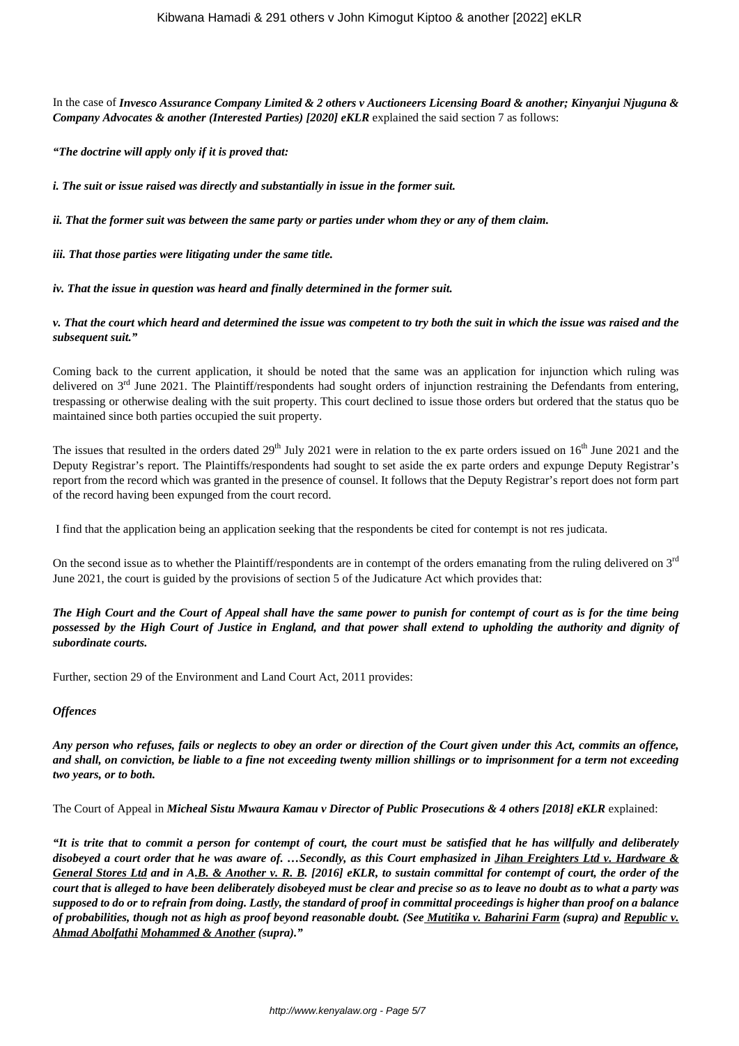In the case of ***Invesco Assurance Company Limited & 2 others v Auctioneers Licensing Board & another; Kinyanjui Njuguna & Company Advocates & another (Interested Parties) [2020] eKLR*** explained the said section 7 as follows:

***"The doctrine will apply only if it is proved that:***

***i. The suit or issue raised was directly and substantially in issue in the former suit.***

***ii. That the former suit was between the same party or parties under whom they or any of them claim.***

***iii. That those parties were litigating under the same title.***

***iv. That the issue in question was heard and finally determined in the former suit.***

***v. That the court which heard and determined the issue was competent to try both the suit in which the issue was raised and the subsequent suit."***

Coming back to the current application, it should be noted that the same was an application for injunction which ruling was delivered on 3rd June 2021. The Plaintiff/respondents had sought orders of injunction restraining the Defendants from entering, trespassing or otherwise dealing with the suit property. This court declined to issue those orders but ordered that the status quo be maintained since both parties occupied the suit property.

The issues that resulted in the orders dated 29th July 2021 were in relation to the ex parte orders issued on 16th June 2021 and the Deputy Registrar's report. The Plaintiffs/respondents had sought to set aside the ex parte orders and expunge Deputy Registrar's report from the record which was granted in the presence of counsel. It follows that the Deputy Registrar's report does not form part of the record having been expunged from the court record.

I find that the application being an application seeking that the respondents be cited for contempt is not res judicata.

On the second issue as to whether the Plaintiff/respondents are in contempt of the orders emanating from the ruling delivered on 3rd June 2021, the court is guided by the provisions of section 5 of the Judicature Act which provides that:

***The High Court and the Court of Appeal shall have the same power to punish for contempt of court as is for the time being possessed by the High Court of Justice in England, and that power shall extend to upholding the authority and dignity of subordinate courts.***

Further, section 29 of the Environment and Land Court Act, 2011 provides:

***Offences***

***Any person who refuses, fails or neglects to obey an order or direction of the Court given under this Act, commits an offence, and shall, on conviction, be liable to a fine not exceeding twenty million shillings or to imprisonment for a term not exceeding two years, or to both.***

The Court of Appeal in ***Micheal Sistu Mwaura Kamau v Director of Public Prosecutions & 4 others [2018] eKLR*** explained:

***"It is trite that to commit a person for contempt of court, the court must be satisfied that he has willfully and deliberately disobeyed a court order that he was aware of. …Secondly, as this Court emphasized in Jihan Freighters Ltd v. Hardware & General Stores Ltd and in A.B. & Another v. R. B. [2016] eKLR, to sustain committal for contempt of court, the order of the court that is alleged to have been deliberately disobeyed must be clear and precise so as to leave no doubt as to what a party was supposed to do or to refrain from doing. Lastly, the standard of proof in committal proceedings is higher than proof on a balance of probabilities, though not as high as proof beyond reasonable doubt. (See Mutitika v. Baharini Farm (supra) and Republic v. Ahmad Abolfathi Mohammed & Another (supra)."***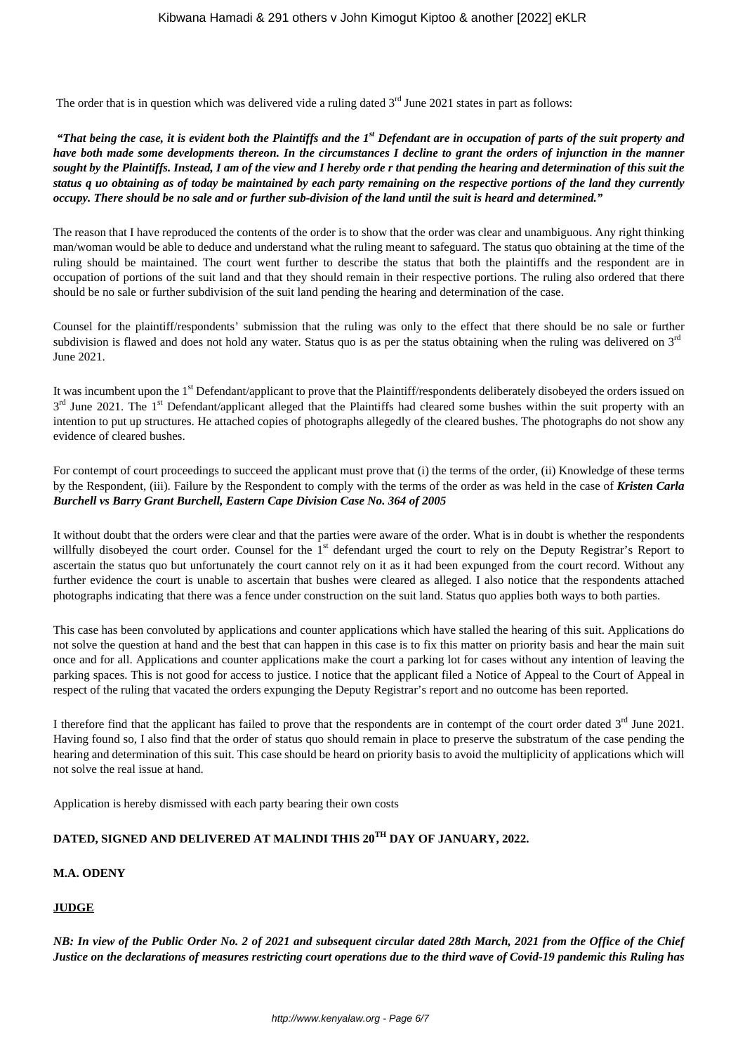The order that is in question which was delivered vide a ruling dated 3rd June 2021 states in part as follows:

***"That being the case, it is evident both the Plaintiffs and the 1st Defendant are in occupation of parts of the suit property and have both made some developments thereon. In the circumstances I decline to grant the orders of injunction in the manner sought by the Plaintiffs. Instead, I am of the view and I hereby orde r that pending the hearing and determination of this suit the status q uo obtaining as of today be maintained by each party remaining on the respective portions of the land they currently occupy. There should be no sale and or further sub-division of the land until the suit is heard and determined."***

The reason that I have reproduced the contents of the order is to show that the order was clear and unambiguous. Any right thinking man/woman would be able to deduce and understand what the ruling meant to safeguard. The status quo obtaining at the time of the ruling should be maintained. The court went further to describe the status that both the plaintiffs and the respondent are in occupation of portions of the suit land and that they should remain in their respective portions. The ruling also ordered that there should be no sale or further subdivision of the suit land pending the hearing and determination of the case.

Counsel for the plaintiff/respondents' submission that the ruling was only to the effect that there should be no sale or further subdivision is flawed and does not hold any water. Status quo is as per the status obtaining when the ruling was delivered on 3rd June 2021.

It was incumbent upon the 1st Defendant/applicant to prove that the Plaintiff/respondents deliberately disobeyed the orders issued on 3rd June 2021. The 1st Defendant/applicant alleged that the Plaintiffs had cleared some bushes within the suit property with an intention to put up structures. He attached copies of photographs allegedly of the cleared bushes. The photographs do not show any evidence of cleared bushes.

For contempt of court proceedings to succeed the applicant must prove that (i) the terms of the order, (ii) Knowledge of these terms by the Respondent, (iii). Failure by the Respondent to comply with the terms of the order as was held in the case of ***Kristen Carla Burchell vs Barry Grant Burchell, Eastern Cape Division Case No. 364 of 2005***

It without doubt that the orders were clear and that the parties were aware of the order. What is in doubt is whether the respondents willfully disobeyed the court order. Counsel for the 1st defendant urged the court to rely on the Deputy Registrar's Report to ascertain the status quo but unfortunately the court cannot rely on it as it had been expunged from the court record. Without any further evidence the court is unable to ascertain that bushes were cleared as alleged. I also notice that the respondents attached photographs indicating that there was a fence under construction on the suit land. Status quo applies both ways to both parties.

This case has been convoluted by applications and counter applications which have stalled the hearing of this suit. Applications do not solve the question at hand and the best that can happen in this case is to fix this matter on priority basis and hear the main suit once and for all. Applications and counter applications make the court a parking lot for cases without any intention of leaving the parking spaces. This is not good for access to justice. I notice that the applicant filed a Notice of Appeal to the Court of Appeal in respect of the ruling that vacated the orders expunging the Deputy Registrar's report and no outcome has been reported.

I therefore find that the applicant has failed to prove that the respondents are in contempt of the court order dated 3rd June 2021. Having found so, I also find that the order of status quo should remain in place to preserve the substratum of the case pending the hearing and determination of this suit. This case should be heard on priority basis to avoid the multiplicity of applications which will not solve the real issue at hand.

Application is hereby dismissed with each party bearing their own costs

**DATED, SIGNED AND DELIVERED AT MALINDI THIS 20TH DAY OF JANUARY, 2022.**

**M.A. ODENY**

**JUDGE**

***NB: In view of the Public Order No. 2 of 2021 and subsequent circular dated 28th March, 2021 from the Office of the Chief Justice on the declarations of measures restricting court operations due to the third wave of Covid-19 pandemic this Ruling has***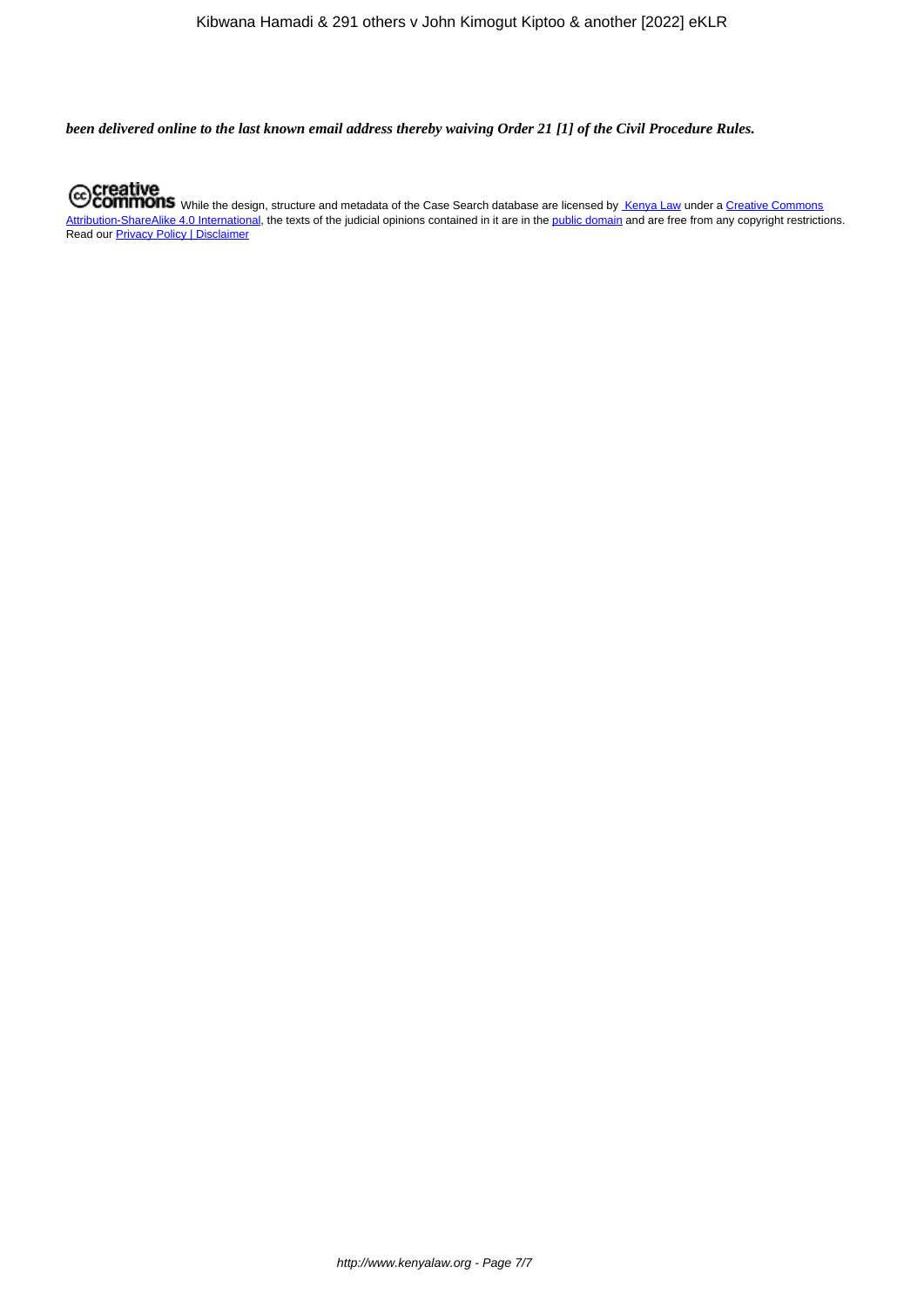***been delivered online to the last known email address thereby waiving Order 21 [1] of the Civil Procedure Rules.***

While the design, structure and metadata of the Case Search database are licensed by Kenya Law under a Creative Commons Attribution-ShareAlike 4.0 International, the texts of the judicial opinions contained in it are in the public domain and are free from any copyright restrictions. Read our Privacy Policy | Disclaimer